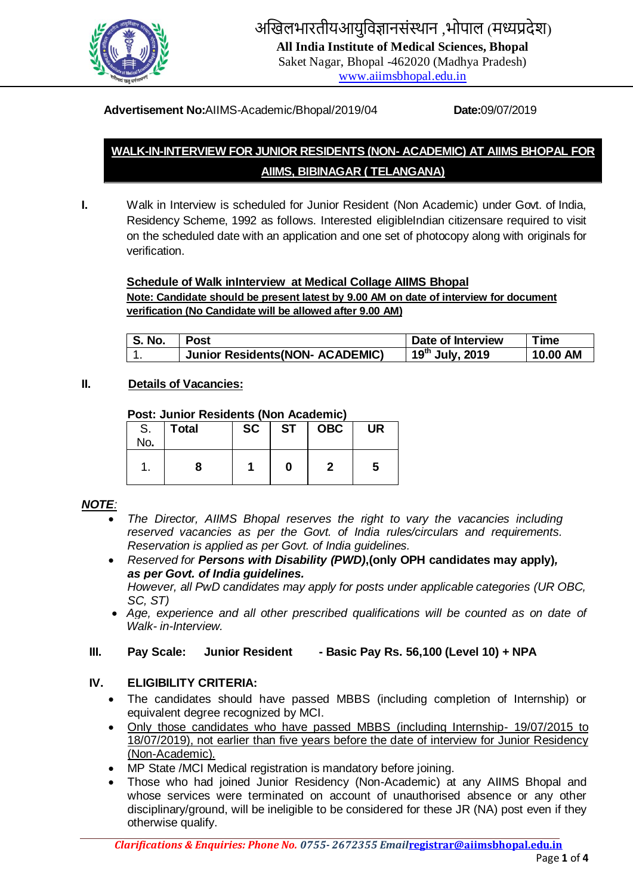# अखिलभारतीयआयुविज्ञानसंस्थान ,भोपाल (मध्यप्रदेश)

**All India Institute of Medical Sciences, Bhopal**

Saket Nagar, Bhopal -462020 (Madhya Pradesh)

www.aiimsbhopal.edu.in

**Advertisement No:**AIIMS-Academic/Bhopal/2019/04 **Date:**09/07/2019

## WALK-IN-INTERVIEW FOR JUNIOR RESIDENTS (NON- ACADEMIC) AT AIIMS BHOPAL FOR AIIMS, BIBINAGAR ( TELANGANA)

**I.** Walk in Interview is scheduled for Junior Resident (Non Academic) under Govt. of India, Residency Scheme, 1992 as follows. Interested eligibleIndian citizensare required to visit on the scheduled date with an application and one set of photocopy along with originals for verification.

**Schedule of Walk inInterview at Medical Collage AIIMS Bhopal**

**Note: Candidate should be present latest by 9.00 AM on date of interview for document verification (No Candidate will be allowed after 9.00 AM)**

| S. No. | Post | Date of Interview | Time |
|---|---|---|---|
| 1. | **Junior Residents(NON- ACADEMIC)** | **19th July, 2019** | **10.00 AM** |

**II. Details of Vacancies:**

**Post: Junior Residents (Non Academic)**

| S. No. | Total | SC | ST | OBC | UR |
|---|---|---|---|---|---|
| 1. | **8** | **1** | **0** | **2** | **5** |

***NOTE:***

- *The Director, AIIMS Bhopal reserves the right to vary the vacancies including reserved vacancies as per the Govt. of India rules/circulars and requirements. Reservation is applied as per Govt. of India guidelines.*
- *Reserved for **Persons with Disability (PWD)**,**(only OPH candidates may apply), as per Govt. of India guidelines.***
  *However, all PwD candidates may apply for posts under applicable categories (UR OBC, SC, ST)*
- *Age, experience and all other prescribed qualifications will be counted as on date of Walk- in-Interview.*

**III. Pay Scale: Junior Resident - Basic Pay Rs. 56,100 (Level 10) + NPA**

**IV. ELIGIBILITY CRITERIA:**

- The candidates should have passed MBBS (including completion of Internship) or equivalent degree recognized by MCI.
- Only those candidates who have passed MBBS (including Internship- 19/07/2015 to 18/07/2019), not earlier than five years before the date of interview for Junior Residency (Non-Academic).
- MP State /MCI Medical registration is mandatory before joining.
- Those who had joined Junior Residency (Non-Academic) at any AIIMS Bhopal and whose services were terminated on account of unauthorised absence or any other disciplinary/ground, will be ineligible to be considered for these JR (NA) post even if they otherwise qualify.

*Clarifications & Enquiries: Phone No. 0755- 2672355 Email* registrar@aiimsbhopal.edu.in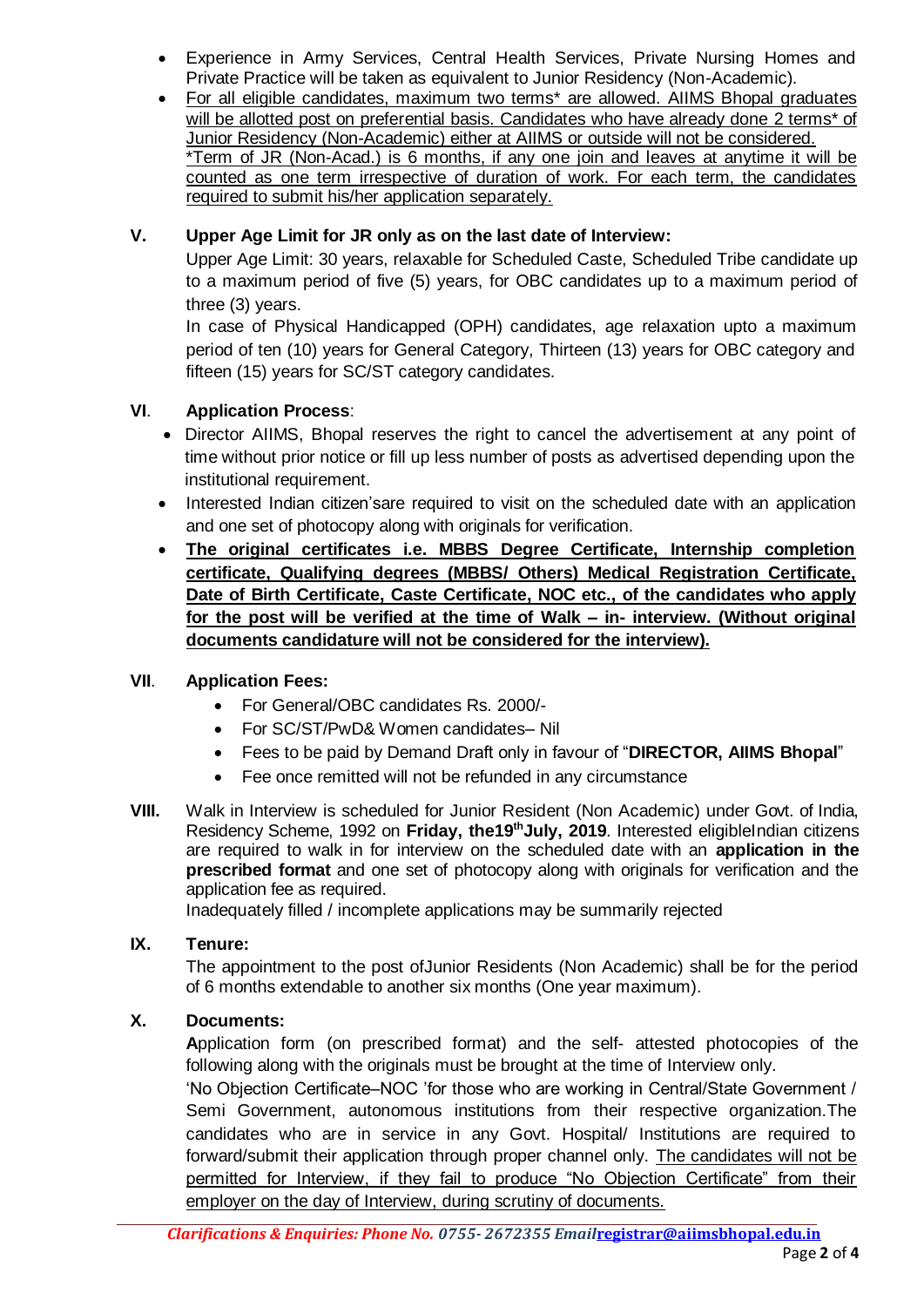- Experience in Army Services, Central Health Services, Private Nursing Homes and Private Practice will be taken as equivalent to Junior Residency (Non-Academic).
- For all eligible candidates, maximum two terms* are allowed. AIIMS Bhopal graduates will be allotted post on preferential basis. Candidates who have already done 2 terms* of Junior Residency (Non-Academic) either at AIIMS or outside will not be considered.
  *Term of JR (Non-Acad.) is 6 months, if any one join and leaves at anytime it will be counted as one term irrespective of duration of work. For each term, the candidates required to submit his/her application separately.

### V. Upper Age Limit for JR only as on the last date of Interview:

Upper Age Limit: 30 years, relaxable for Scheduled Caste, Scheduled Tribe candidate up to a maximum period of five (5) years, for OBC candidates up to a maximum period of three (3) years.

In case of Physical Handicapped (OPH) candidates, age relaxation upto a maximum period of ten (10) years for General Category, Thirteen (13) years for OBC category and fifteen (15) years for SC/ST category candidates.

### VI. Application Process:

- Director AIIMS, Bhopal reserves the right to cancel the advertisement at any point of time without prior notice or fill up less number of posts as advertised depending upon the institutional requirement.
- Interested Indian citizen'sare required to visit on the scheduled date with an application and one set of photocopy along with originals for verification.
- **The original certificates i.e. MBBS Degree Certificate, Internship completion certificate, Qualifying degrees (MBBS/ Others) Medical Registration Certificate, Date of Birth Certificate, Caste Certificate, NOC etc., of the candidates who apply for the post will be verified at the time of Walk – in- interview. (Without original documents candidature will not be considered for the interview).**

### VII. Application Fees:

- For General/OBC candidates Rs. 2000/-
- For SC/ST/PwD& Women candidates– Nil
- Fees to be paid by Demand Draft only in favour of "**DIRECTOR, AIIMS Bhopal**"
- Fee once remitted will not be refunded in any circumstance

**VIII.** Walk in Interview is scheduled for Junior Resident (Non Academic) under Govt. of India, Residency Scheme, 1992 on **Friday, the19th July, 2019**. Interested eligibleIndian citizens are required to walk in for interview on the scheduled date with an **application in the prescribed format** and one set of photocopy along with originals for verification and the application fee as required.

Inadequately filled / incomplete applications may be summarily rejected

### IX. Tenure:

The appointment to the post ofJunior Residents (Non Academic) shall be for the period of 6 months extendable to another six months (One year maximum).

### X. Documents:

**A**pplication form (on prescribed format) and the self- attested photocopies of the following along with the originals must be brought at the time of Interview only.

'No Objection Certificate–NOC 'for those who are working in Central/State Government / Semi Government, autonomous institutions from their respective organization.The candidates who are in service in any Govt. Hospital/ Institutions are required to forward/submit their application through proper channel only. The candidates will not be permitted for Interview, if they fail to produce "No Objection Certificate" from their employer on the day of Interview, during scrutiny of documents.

*Clarifications & Enquiries: Phone No. 0755- 2672355 Email registrar@aiimsbhopal.edu.in*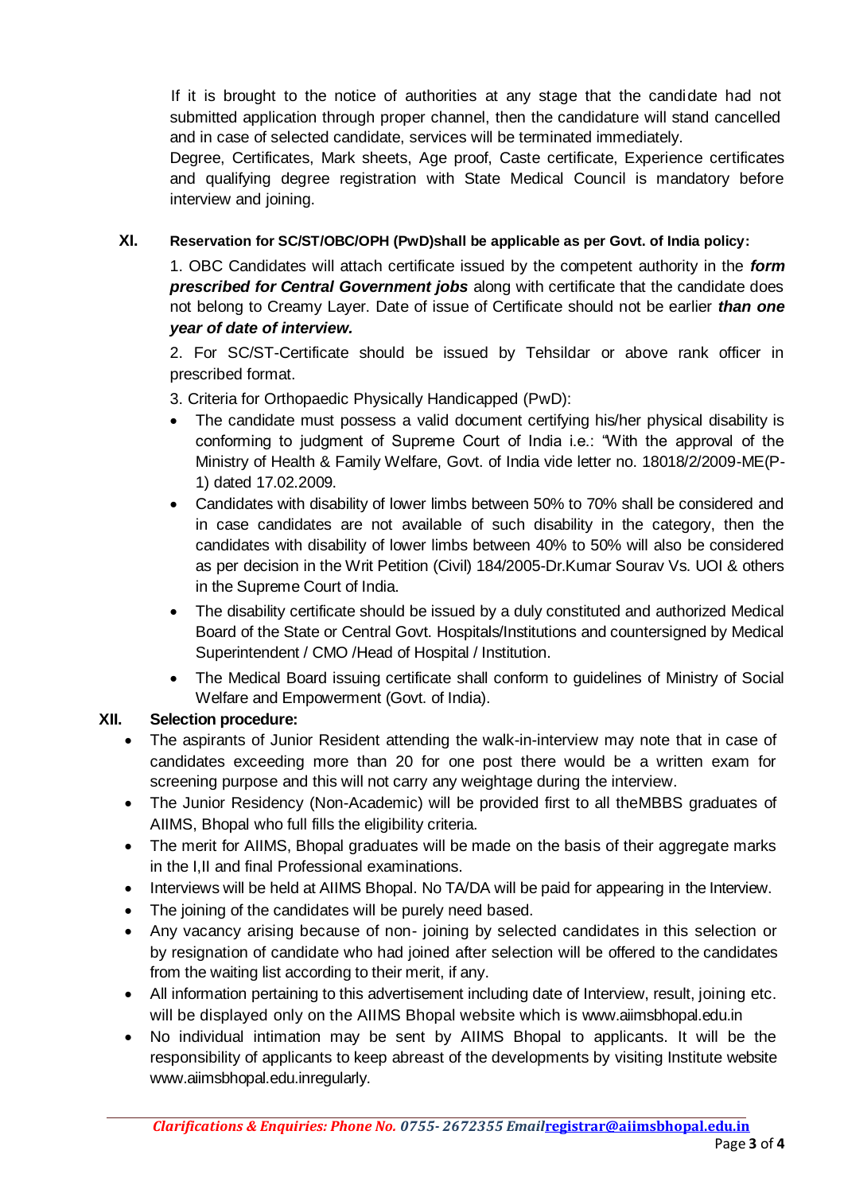If it is brought to the notice of authorities at any stage that the candidate had not submitted application through proper channel, then the candidature will stand cancelled and in case of selected candidate, services will be terminated immediately.

Degree, Certificates, Mark sheets, Age proof, Caste certificate, Experience certificates and qualifying degree registration with State Medical Council is mandatory before interview and joining.

### XI. Reservation for SC/ST/OBC/OPH (PwD)shall be applicable as per Govt. of India policy:

1. OBC Candidates will attach certificate issued by the competent authority in the ***form prescribed for Central Government jobs*** along with certificate that the candidate does not belong to Creamy Layer. Date of issue of Certificate should not be earlier ***than one year of date of interview.***

2. For SC/ST-Certificate should be issued by Tehsildar or above rank officer in prescribed format.

3. Criteria for Orthopaedic Physically Handicapped (PwD):

- The candidate must possess a valid document certifying his/her physical disability is conforming to judgment of Supreme Court of India i.e.: "With the approval of the Ministry of Health & Family Welfare, Govt. of India vide letter no. 18018/2/2009-ME(P-1) dated 17.02.2009.
- Candidates with disability of lower limbs between 50% to 70% shall be considered and in case candidates are not available of such disability in the category, then the candidates with disability of lower limbs between 40% to 50% will also be considered as per decision in the Writ Petition (Civil) 184/2005-Dr.Kumar Sourav Vs. UOI & others in the Supreme Court of India.
- The disability certificate should be issued by a duly constituted and authorized Medical Board of the State or Central Govt. Hospitals/Institutions and countersigned by Medical Superintendent / CMO /Head of Hospital / Institution.
- The Medical Board issuing certificate shall conform to guidelines of Ministry of Social Welfare and Empowerment (Govt. of India).

### XII. Selection procedure:

- The aspirants of Junior Resident attending the walk-in-interview may note that in case of candidates exceeding more than 20 for one post there would be a written exam for screening purpose and this will not carry any weightage during the interview.
- The Junior Residency (Non-Academic) will be provided first to all theMBBS graduates of AIIMS, Bhopal who full fills the eligibility criteria.
- The merit for AIIMS, Bhopal graduates will be made on the basis of their aggregate marks in the I,II and final Professional examinations.
- Interviews will be held at AIIMS Bhopal. No TA/DA will be paid for appearing in the Interview.
- The joining of the candidates will be purely need based.
- Any vacancy arising because of non- joining by selected candidates in this selection or by resignation of candidate who had joined after selection will be offered to the candidates from the waiting list according to their merit, if any.
- All information pertaining to this advertisement including date of Interview, result, joining etc. will be displayed only on the AIIMS Bhopal website which is www.aiimsbhopal.edu.in
- No individual intimation may be sent by AIIMS Bhopal to applicants. It will be the responsibility of applicants to keep abreast of the developments by visiting Institute website www.aiimsbhopal.edu.inregularly.

*Clarifications & Enquiries: Phone No. 0755- 2672355 Email*registrar@aiimsbhopal.edu.in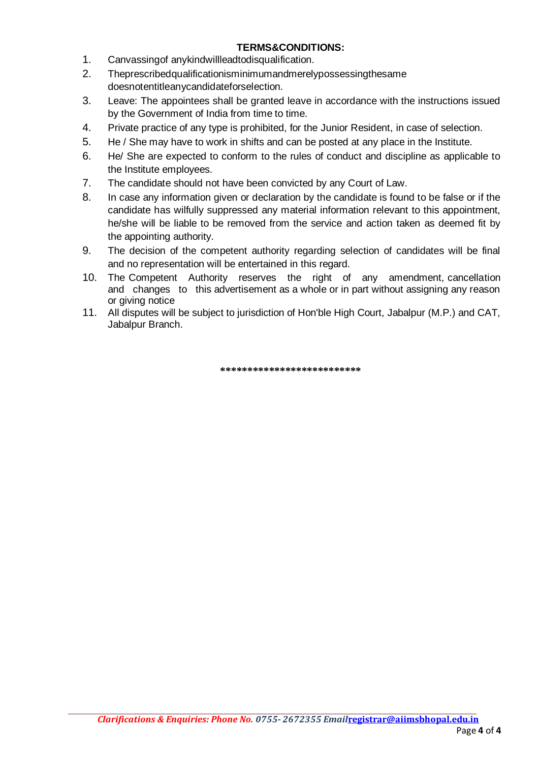**TERMS&CONDITIONS:**

1. Canvassingof anykindwillleadtodisqualification.
2. Theprescribedqualificationisminimumandmerelypossessingthesame doesnotentitleanycandidateforselection.
3. Leave: The appointees shall be granted leave in accordance with the instructions issued by the Government of India from time to time.
4. Private practice of any type is prohibited, for the Junior Resident, in case of selection.
5. He / She may have to work in shifts and can be posted at any place in the Institute.
6. He/ She are expected to conform to the rules of conduct and discipline as applicable to the Institute employees.
7. The candidate should not have been convicted by any Court of Law.
8. In case any information given or declaration by the candidate is found to be false or if the candidate has wilfully suppressed any material information relevant to this appointment, he/she will be liable to be removed from the service and action taken as deemed fit by the appointing authority.
9. The decision of the competent authority regarding selection of candidates will be final and no representation will be entertained in this regard.
10. The Competent Authority reserves the right of any amendment, cancellation and changes to this advertisement as a whole or in part without assigning any reason or giving notice
11. All disputes will be subject to jurisdiction of Hon'ble High Court, Jabalpur (M.P.) and CAT, Jabalpur Branch.

*************************

*Clarifications & Enquiries: Phone No. 0755- 2672355 Email*registrar@aiimsbhopal.edu.in